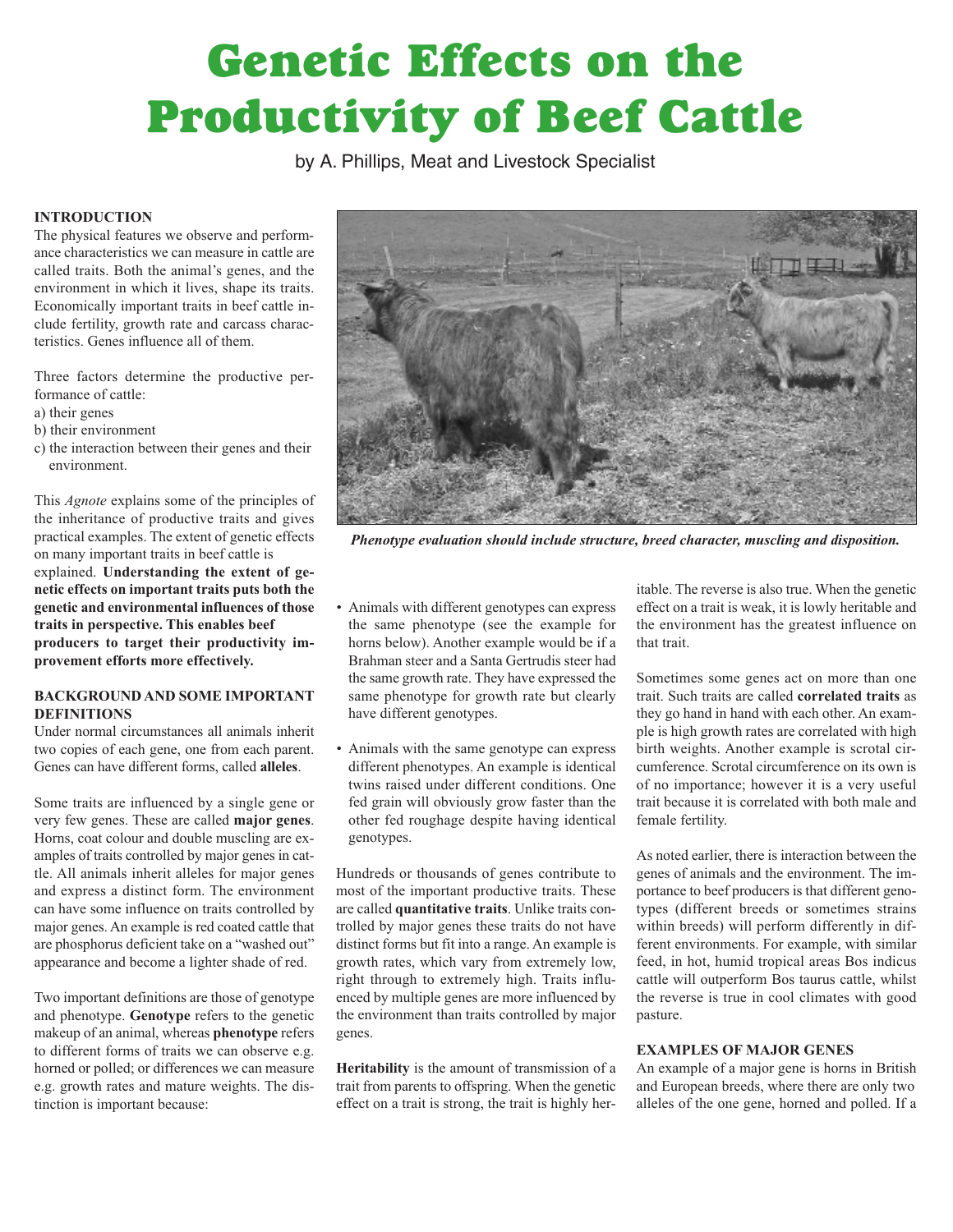# Genetic Effects on the Productivity of Beef Cattle

by A. Phillips, Meat and Livestock Specialist

## INTRODUCTION

The physical features we observe and performance characteristics we can measure in cattle are called traits. Both the animal's genes, and the environment in which it lives, shape its traits. Economically important traits in beef cattle include fertility, growth rate and carcass characteristics. Genes influence all of them.

Three factors determine the productive performance of cattle:

a) their genes
b) their environment
c) the interaction between their genes and their environment.

This *Agnote* explains some of the principles of the inheritance of productive traits and gives practical examples. The extent of genetic effects on many important traits in beef cattle is explained. **Understanding the extent of genetic effects on important traits puts both the genetic and environmental influences of those traits in perspective. This enables beef producers to target their productivity improvement efforts more effectively.**

*Phenotype evaluation should include structure, breed character, muscling and disposition.*

## BACKGROUND AND SOME IMPORTANT DEFINITIONS

Under normal circumstances all animals inherit two copies of each gene, one from each parent. Genes can have different forms, called **alleles**.

Some traits are influenced by a single gene or very few genes. These are called **major genes**. Horns, coat colour and double muscling are examples of traits controlled by major genes in cattle. All animals inherit alleles for major genes and express a distinct form. The environment can have some influence on traits controlled by major genes. An example is red coated cattle that are phosphorus deficient take on a "washed out" appearance and become a lighter shade of red.

Two important definitions are those of genotype and phenotype. **Genotype** refers to the genetic makeup of an animal, whereas **phenotype** refers to different forms of traits we can observe e.g. horned or polled; or differences we can measure e.g. growth rates and mature weights. The distinction is important because:

- Animals with different genotypes can express the same phenotype (see the example for horns below). Another example would be if a Brahman steer and a Santa Gertrudis steer had the same growth rate. They have expressed the same phenotype for growth rate but clearly have different genotypes.
- Animals with the same genotype can express different phenotypes. An example is identical twins raised under different conditions. One fed grain will obviously grow faster than the other fed roughage despite having identical genotypes.

Hundreds or thousands of genes contribute to most of the important productive traits. These are called **quantitative traits**. Unlike traits controlled by major genes these traits do not have distinct forms but fit into a range. An example is growth rates, which vary from extremely low, right through to extremely high. Traits influenced by multiple genes are more influenced by the environment than traits controlled by major genes.

**Heritability** is the amount of transmission of a trait from parents to offspring. When the genetic effect on a trait is strong, the trait is highly heritable. The reverse is also true. When the genetic effect on a trait is weak, it is lowly heritable and the environment has the greatest influence on that trait.

Sometimes some genes act on more than one trait. Such traits are called **correlated traits** as they go hand in hand with each other. An example is high growth rates are correlated with high birth weights. Another example is scrotal circumference. Scrotal circumference on its own is of no importance; however it is a very useful trait because it is correlated with both male and female fertility.

As noted earlier, there is interaction between the genes of animals and the environment. The importance to beef producers is that different genotypes (different breeds or sometimes strains within breeds) will perform differently in different environments. For example, with similar feed, in hot, humid tropical areas Bos indicus cattle will outperform Bos taurus cattle, whilst the reverse is true in cool climates with good pasture.

## EXAMPLES OF MAJOR GENES

An example of a major gene is horns in British and European breeds, where there are only two alleles of the one gene, horned and polled. If a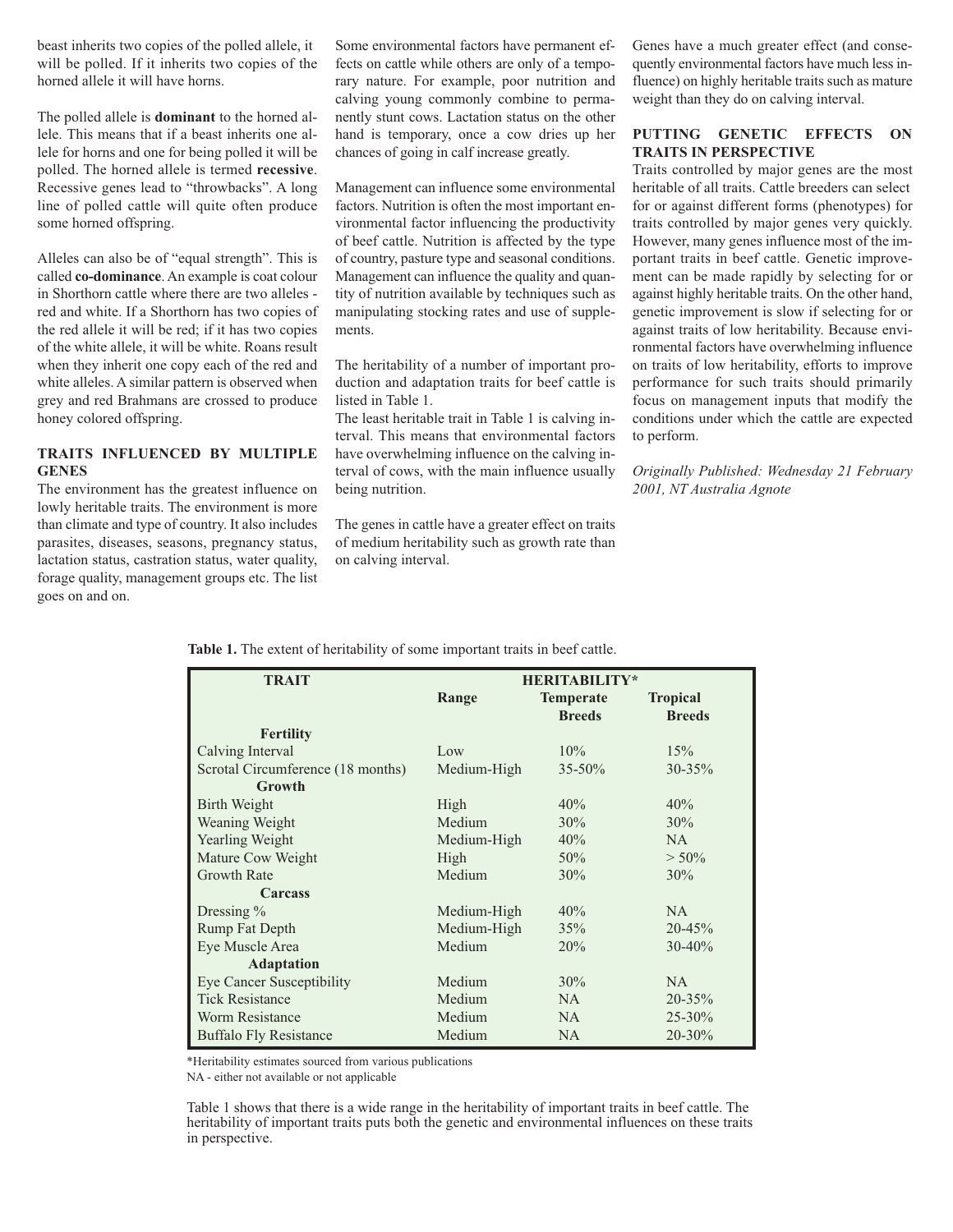beast inherits two copies of the polled allele, it will be polled. If it inherits two copies of the horned allele it will have horns.

The polled allele is **dominant** to the horned allele. This means that if a beast inherits one allele for horns and one for being polled it will be polled. The horned allele is termed **recessive**. Recessive genes lead to "throwbacks". A long line of polled cattle will quite often produce some horned offspring.

Alleles can also be of "equal strength". This is called **co-dominance**. An example is coat colour in Shorthorn cattle where there are two alleles - red and white. If a Shorthorn has two copies of the red allele it will be red; if it has two copies of the white allele, it will be white. Roans result when they inherit one copy each of the red and white alleles. A similar pattern is observed when grey and red Brahmans are crossed to produce honey colored offspring.

## TRAITS INFLUENCED BY MULTIPLE GENES

The environment has the greatest influence on lowly heritable traits. The environment is more than climate and type of country. It also includes parasites, diseases, seasons, pregnancy status, lactation status, castration status, water quality, forage quality, management groups etc. The list goes on and on.

Some environmental factors have permanent effects on cattle while others are only of a temporary nature. For example, poor nutrition and calving young commonly combine to permanently stunt cows. Lactation status on the other hand is temporary, once a cow dries up her chances of going in calf increase greatly.

Management can influence some environmental factors. Nutrition is often the most important environmental factor influencing the productivity of beef cattle. Nutrition is affected by the type of country, pasture type and seasonal conditions. Management can influence the quality and quantity of nutrition available by techniques such as manipulating stocking rates and use of supplements.

The heritability of a number of important production and adaptation traits for beef cattle is listed in Table 1.

The least heritable trait in Table 1 is calving interval. This means that environmental factors have overwhelming influence on the calving interval of cows, with the main influence usually being nutrition.

The genes in cattle have a greater effect on traits of medium heritability such as growth rate than on calving interval.

Genes have a much greater effect (and consequently environmental factors have much less influence) on highly heritable traits such as mature weight than they do on calving interval.

## PUTTING GENETIC EFFECTS ON TRAITS IN PERSPECTIVE

Traits controlled by major genes are the most heritable of all traits. Cattle breeders can select for or against different forms (phenotypes) for traits controlled by major genes very quickly. However, many genes influence most of the important traits in beef cattle. Genetic improvement can be made rapidly by selecting for or against highly heritable traits. On the other hand, genetic improvement is slow if selecting for or against traits of low heritability. Because environmental factors have overwhelming influence on traits of low heritability, efforts to improve performance for such traits should primarily focus on management inputs that modify the conditions under which the cattle are expected to perform.

*Originally Published: Wednesday 21 February 2001, NT Australia Agnote*

**Table 1.** The extent of heritability of some important traits in beef cattle.

| TRAIT | HERITABILITY* | | |
|---|---|---|---|
| | Range | Temperate Breeds | Tropical Breeds |
| **Fertility** | | | |
| Calving Interval | Low | 10% | 15% |
| Scrotal Circumference (18 months) | Medium-High | 35-50% | 30-35% |
| **Growth** | | | |
| Birth Weight | High | 40% | 40% |
| Weaning Weight | Medium | 30% | 30% |
| Yearling Weight | Medium-High | 40% | NA |
| Mature Cow Weight | High | 50% | > 50% |
| Growth Rate | Medium | 30% | 30% |
| **Carcass** | | | |
| Dressing % | Medium-High | 40% | NA |
| Rump Fat Depth | Medium-High | 35% | 20-45% |
| Eye Muscle Area | Medium | 20% | 30-40% |
| **Adaptation** | | | |
| Eye Cancer Susceptibility | Medium | 30% | NA |
| Tick Resistance | Medium | NA | 20-35% |
| Worm Resistance | Medium | NA | 25-30% |
| Buffalo Fly Resistance | Medium | NA | 20-30% |

*Heritability estimates sourced from various publications

NA - either not available or not applicable

Table 1 shows that there is a wide range in the heritability of important traits in beef cattle. The heritability of important traits puts both the genetic and environmental influences on these traits in perspective.